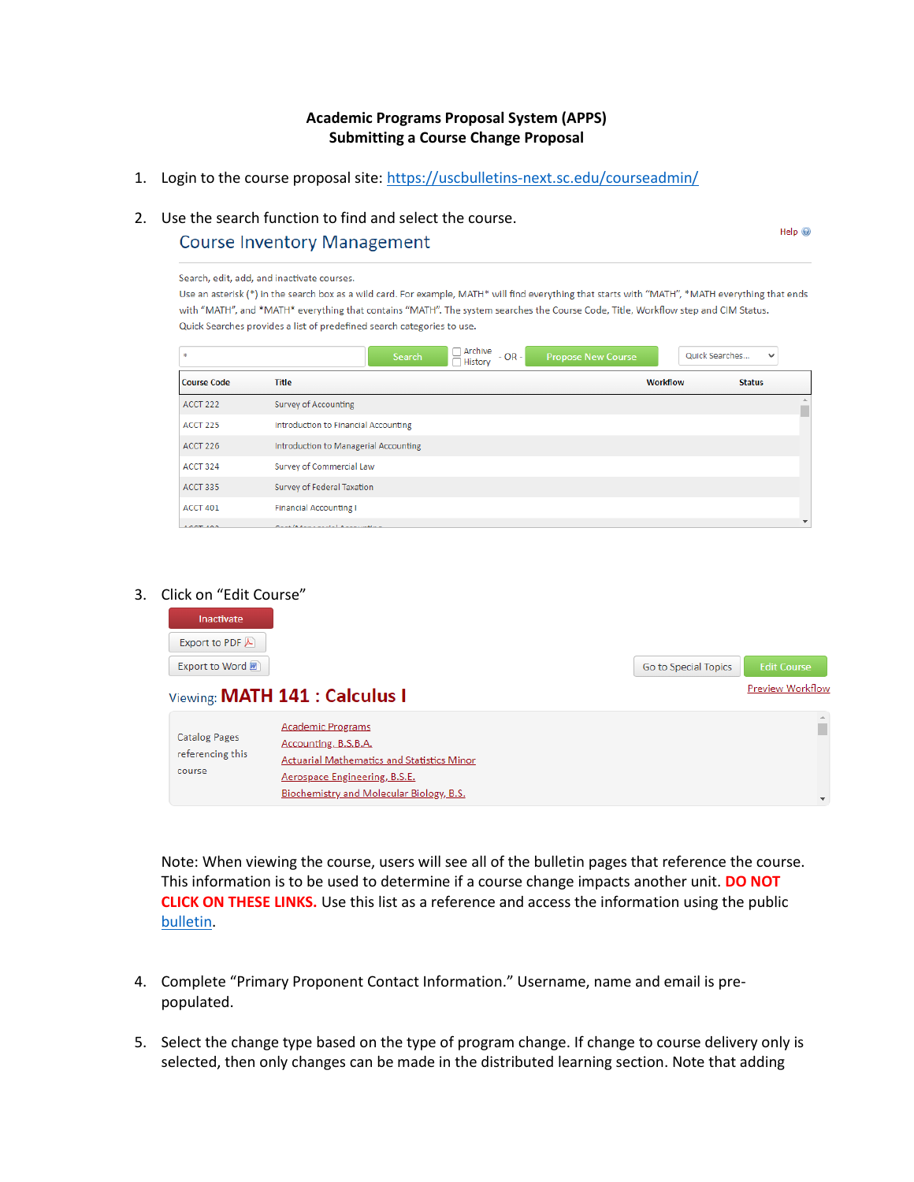# Academic Programs Proposal System (APPS)
## Submitting a Course Change Proposal

1. Login to the course proposal site: [https://uscbulletins-next.sc.edu/courseadmin/](https://uscbulletins-next.sc.edu/courseadmin/)

2. Use the search function to find and select the course.

   Course Inventory Management

   Help

   Search, edit, add, and inactivate courses.
   Use an asterisk (*) in the search box as a wild card. For example, MATH* will find everything that starts with "MATH", *MATH everything that ends with "MATH", and *MATH* everything that contains "MATH". The system searches the Course Code, Title, Workflow step and CIM Status.
   Quick Searches provides a list of predefined search categories to use.

   * | Search | Archive History | - OR - | Propose New Course | Quick Searches...

   | Course Code | Title | Workflow | Status |
   |---|---|---|---|
   | ACCT 222 | Survey of Accounting | | |
   | ACCT 225 | Introduction to Financial Accounting | | |
   | ACCT 226 | Introduction to Managerial Accounting | | |
   | ACCT 324 | Survey of Commercial Law | | |
   | ACCT 335 | Survey of Federal Taxation | | |
   | ACCT 401 | Financial Accounting I | | |

3. Click on "Edit Course"

   Inactivate
   Export to PDF
   Export to Word
   Go to Special Topics | Edit Course
   Preview Workflow

   Viewing: **MATH 141 : Calculus I**

   | Catalog Pages referencing this course | Academic Programs<br>Accounting, B.S.B.A.<br>Actuarial Mathematics and Statistics Minor<br>Aerospace Engineering, B.S.E.<br>Biochemistry and Molecular Biology, B.S. |
   |---|---|

   Note: When viewing the course, users will see all of the bulletin pages that reference the course. This information is to be used to determine if a course change impacts another unit. **DO NOT CLICK ON THESE LINKS.** Use this list as a reference and access the information using the public [bulletin](#).

4. Complete "Primary Proponent Contact Information." Username, name and email is pre-populated.

5. Select the change type based on the type of program change. If change to course delivery only is selected, then only changes can be made in the distributed learning section. Note that adding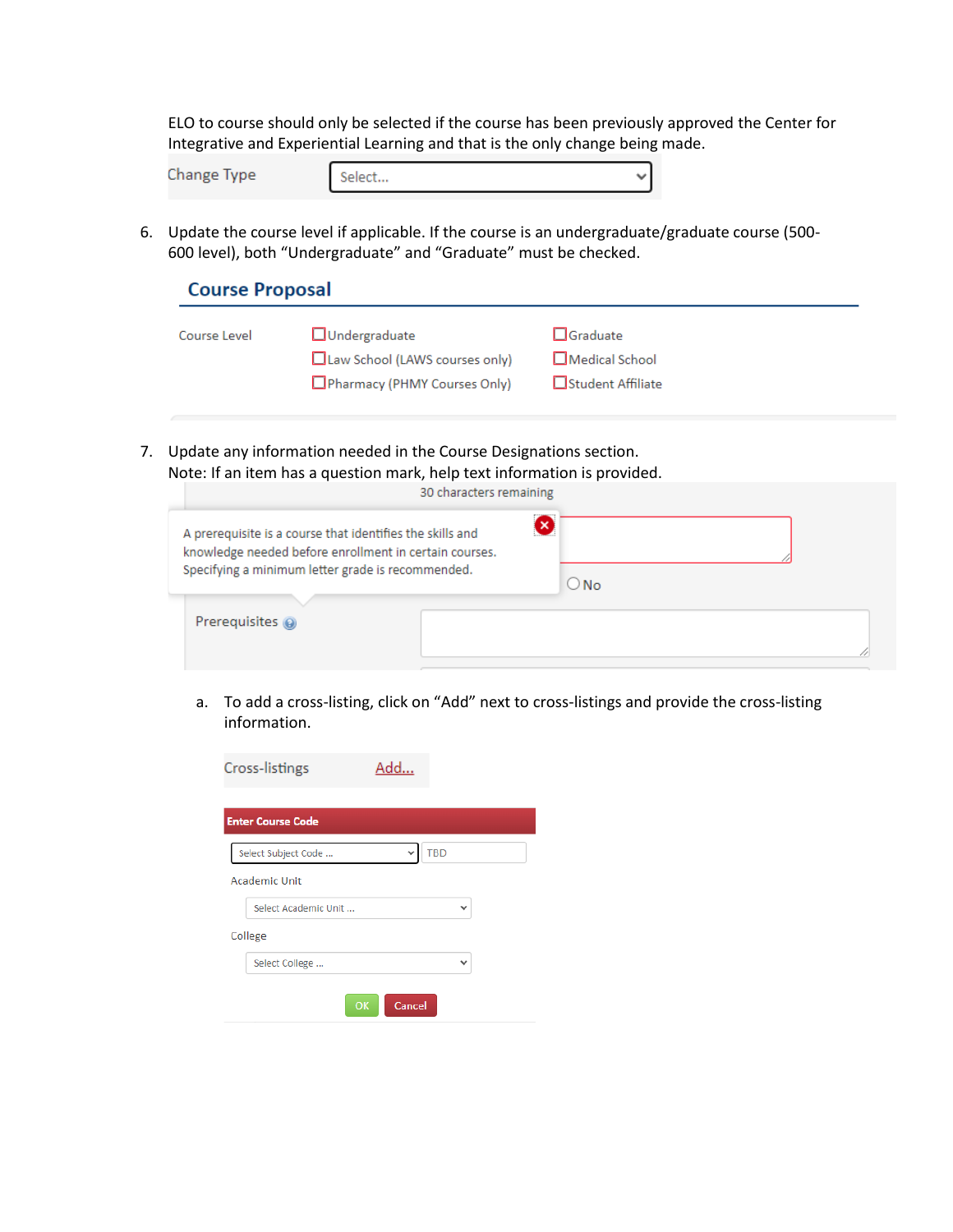ELO to course should only be selected if the course has been previously approved the Center for Integrative and Experiential Learning and that is the only change being made.

Change Type | Select...

6. Update the course level if applicable. If the course is an undergraduate/graduate course (500-600 level), both "Undergraduate" and "Graduate" must be checked.

**Course Proposal**

Course Level
- ☐ Undergraduate
- ☐ Graduate
- ☐ Law School (LAWS courses only)
- ☐ Medical School
- ☐ Pharmacy (PHMY Courses Only)
- ☐ Student Affiliate

7. Update any information needed in the Course Designations section.
   Note: If an item has a question mark, help text information is provided.

30 characters remaining

A prerequisite is a course that identifies the skills and knowledge needed before enrollment in certain courses. Specifying a minimum letter grade is recommended.

○ No

Prerequisites

   a. To add a cross-listing, click on "Add" next to cross-listings and provide the cross-listing information.

Cross-listings Add...

**Enter Course Code**

Select Subject Code ... | TBD

Academic Unit

Select Academic Unit ...

College

Select College ...

OK | Cancel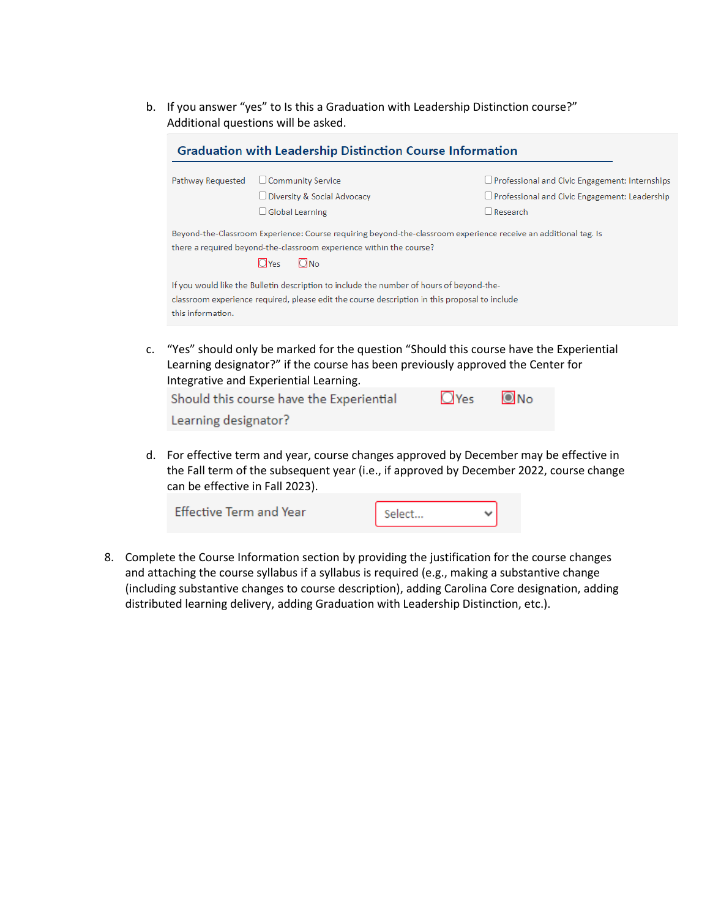b. If you answer "yes" to Is this a Graduation with Leadership Distinction course?" Additional questions will be asked.

**Graduation with Leadership Distinction Course Information**

Pathway Requested
- ☐ Community Service
- ☐ Diversity & Social Advocacy
- ☐ Global Learning
- ☐ Professional and Civic Engagement: Internships
- ☐ Professional and Civic Engagement: Leadership
- ☐ Research

Beyond-the-Classroom Experience: Course requiring beyond-the-classroom experience receive an additional tag. Is there a required beyond-the-classroom experience within the course?

☐ Yes ☐ No

If you would like the Bulletin description to include the number of hours of beyond-the-classroom experience required, please edit the course description in this proposal to include this information.

c. "Yes" should only be marked for the question "Should this course have the Experiential Learning designator?" if the course has been previously approved the Center for Integrative and Experiential Learning.

Should this course have the Experiential Learning designator? ○ Yes ◉ No

d. For effective term and year, course changes approved by December may be effective in the Fall term of the subsequent year (i.e., if approved by December 2022, course change can be effective in Fall 2023).

Effective Term and Year [Select...]

8. Complete the Course Information section by providing the justification for the course changes and attaching the course syllabus if a syllabus is required (e.g., making a substantive change (including substantive changes to course description), adding Carolina Core designation, adding distributed learning delivery, adding Graduation with Leadership Distinction, etc.).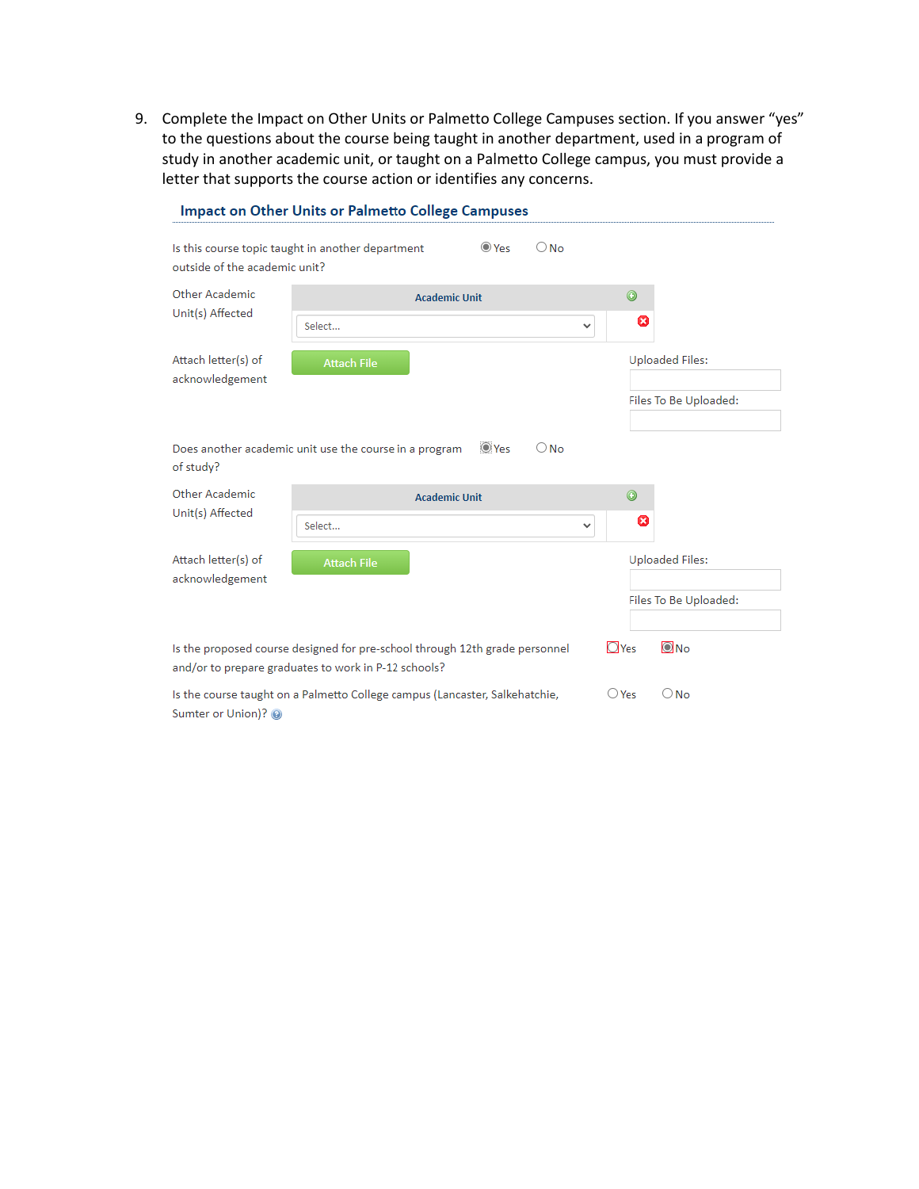9. Complete the Impact on Other Units or Palmetto College Campuses section. If you answer "yes" to the questions about the course being taught in another department, used in a program of study in another academic unit, or taught on a Palmetto College campus, you must provide a letter that supports the course action or identifies any concerns.

### Impact on Other Units or Palmetto College Campuses

Is this course topic taught in another department outside of the academic unit? ◉ Yes ○ No

Other Academic Unit(s) Affected

| Academic Unit |
|---|
| Select... |

Attach letter(s) of acknowledgement **Attach File**

Uploaded Files:

Files To Be Uploaded:

Does another academic unit use the course in a program of study? ◉ Yes ○ No

Other Academic Unit(s) Affected

| Academic Unit |
|---|
| Select... |

Attach letter(s) of acknowledgement **Attach File**

Uploaded Files:

Files To Be Uploaded:

Is the proposed course designed for pre-school through 12th grade personnel and/or to prepare graduates to work in P-12 schools? ○ Yes ◉ No

Is the course taught on a Palmetto College campus (Lancaster, Salkehatchie, Sumter or Union)? ○ Yes ○ No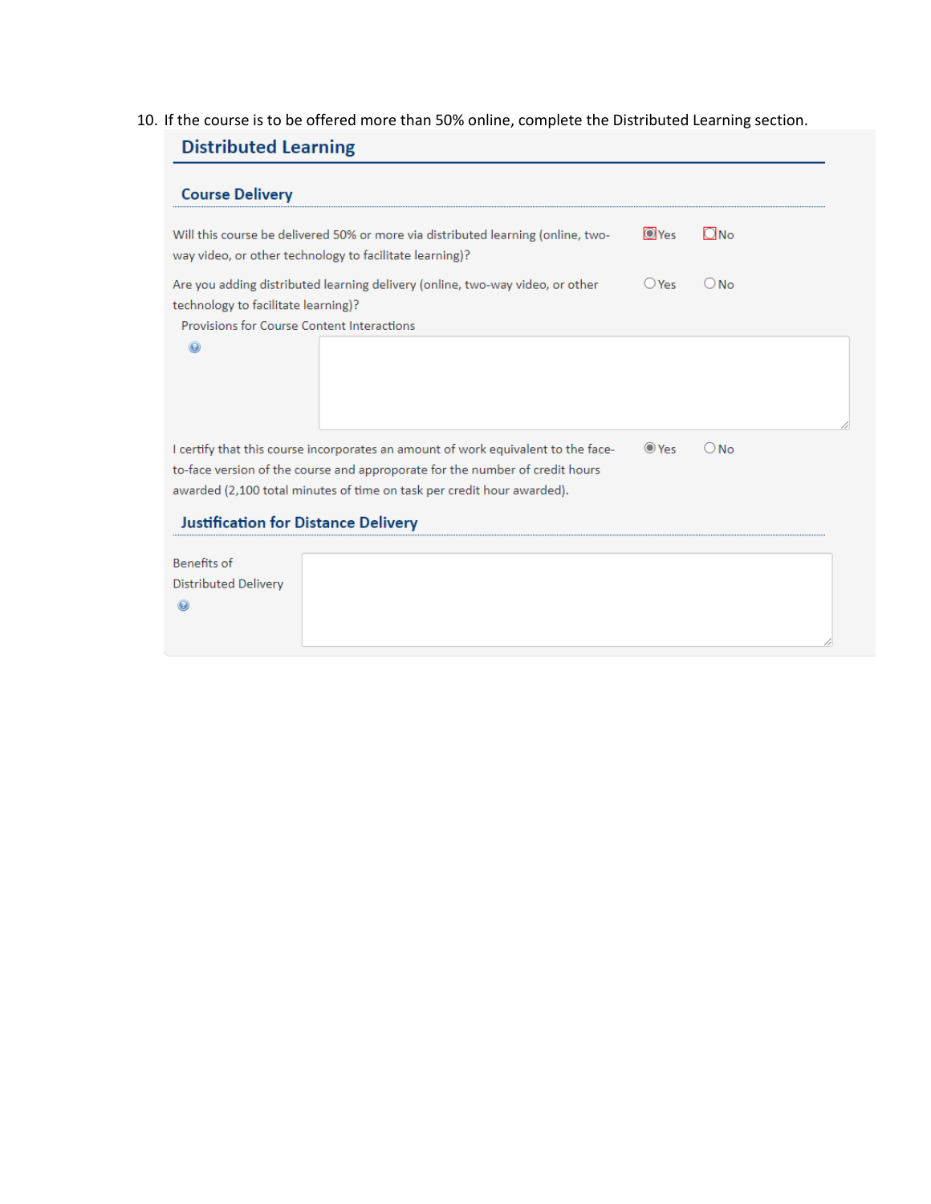10. If the course is to be offered more than 50% online, complete the Distributed Learning section.

## Distributed Learning

### Course Delivery

Will this course be delivered 50% or more via distributed learning (online, two-way video, or other technology to facilitate learning)? ◉ Yes ○ No

Are you adding distributed learning delivery (online, two-way video, or other technology to facilitate learning)? ○ Yes ○ No

Provisions for Course Content Interactions

I certify that this course incorporates an amount of work equivalent to the face-to-face version of the course and approporate for the number of credit hours awarded (2,100 total minutes of time on task per credit hour awarded). ◉ Yes ○ No

### Justification for Distance Delivery

Benefits of Distributed Delivery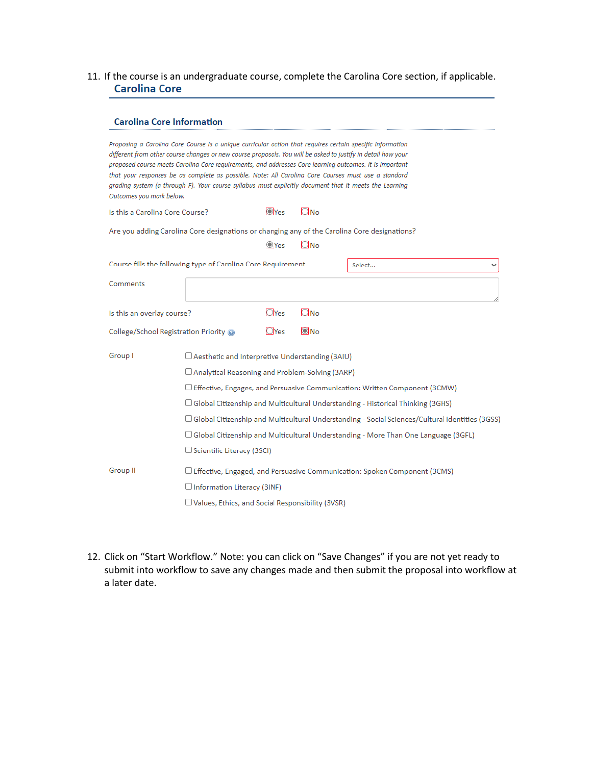11. If the course is an undergraduate course, complete the Carolina Core section, if applicable.

## Carolina Core

### Carolina Core Information

*Proposing a Carolina Core Course is a unique curricular action that requires certain specific information different from other course changes or new course proposals. You will be asked to justify in detail how your proposed course meets Carolina Core requirements, and addresses Core learning outcomes. It is important that your responses be as complete as possible. Note: All Carolina Core Courses must use a standard grading system (a through F). Your course syllabus must explicitly document that it meets the Learning Outcomes you mark below.*

Is this a Carolina Core Course? ◉ Yes ○ No

Are you adding Carolina Core designations or changing any of the Carolina Core designations?

◉ Yes ○ No

Course fills the following type of Carolina Core Requirement: Select...

Comments

Is this an overlay course? ○ Yes ○ No

College/School Registration Priority ○ Yes ◉ No

Group I

- ☐ Aesthetic and Interpretive Understanding (3AIU)
- ☐ Analytical Reasoning and Problem-Solving (3ARP)
- ☐ Effective, Engages, and Persuasive Communication: Written Component (3CMW)
- ☐ Global Citizenship and Multicultural Understanding - Historical Thinking (3GHS)
- ☐ Global Citizenship and Multicultural Understanding - Social Sciences/Cultural Identities (3GSS)
- ☐ Global Citizenship and Multicultural Understanding - More Than One Language (3GFL)
- ☐ Scientific Literacy (3SCI)

Group II

- ☐ Effective, Engaged, and Persuasive Communication: Spoken Component (3CMS)
- ☐ Information Literacy (3INF)
- ☐ Values, Ethics, and Social Responsibility (3VSR)

12. Click on “Start Workflow.” Note: you can click on “Save Changes” if you are not yet ready to submit into workflow to save any changes made and then submit the proposal into workflow at a later date.